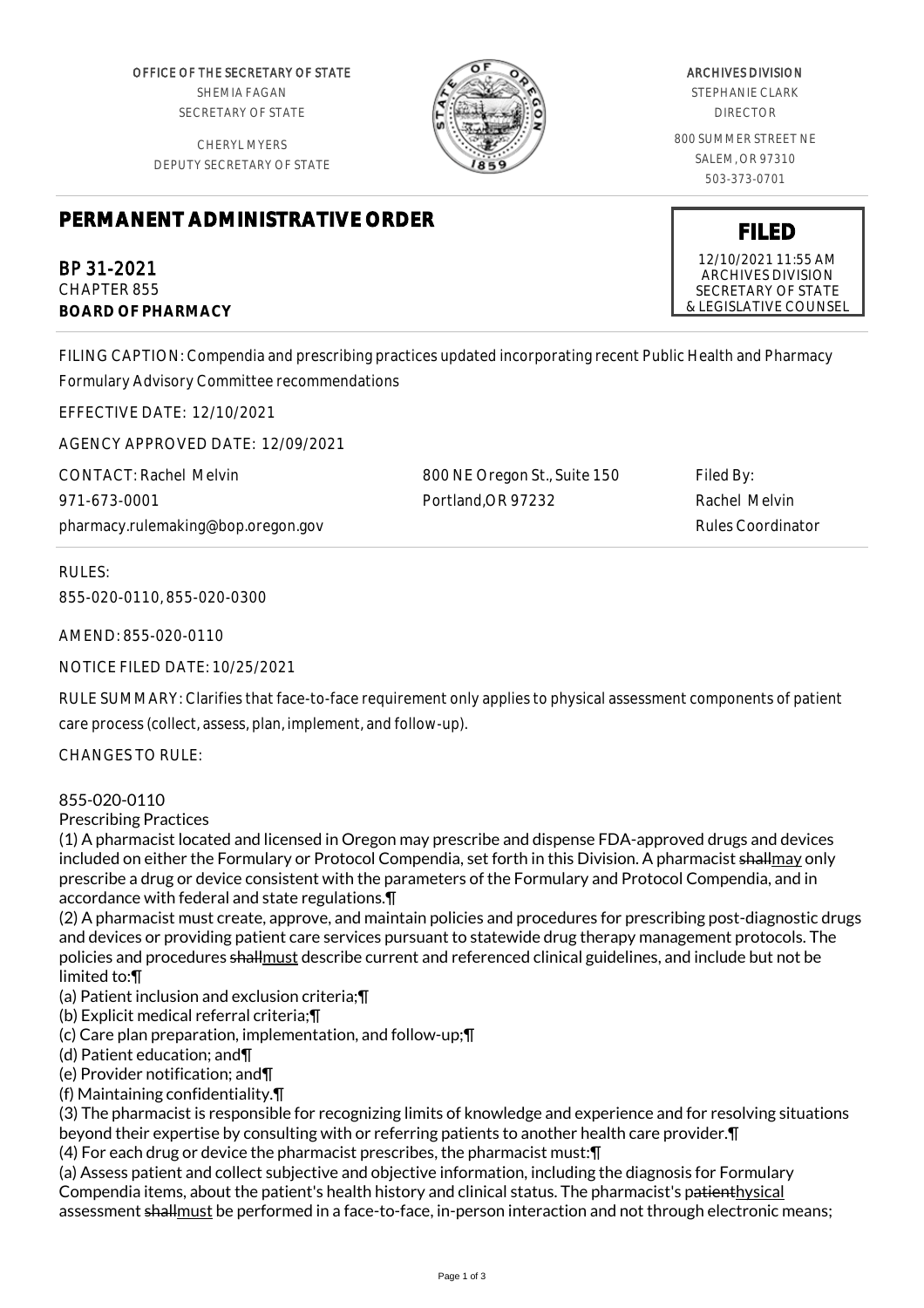OFFICE OF THE SECRETARY OF STATE
SHEMIA FAGAN
SECRETARY OF STATE

CHERYL MYERS
DEPUTY SECRETARY OF STATE

ARCHIVES DIVISION
STEPHANIE CLARK
DIRECTOR

800 SUMMER STREET NE
SALEM, OR 97310
503-373-0701

# PERMANENT ADMINISTRATIVE ORDER

**FILED**

12/10/2021 11:55 AM
ARCHIVES DIVISION
SECRETARY OF STATE
& LEGISLATIVE COUNSEL

BP 31-2021
CHAPTER 855
**BOARD OF PHARMACY**

FILING CAPTION: Compendia and prescribing practices updated incorporating recent Public Health and Pharmacy Formulary Advisory Committee recommendations

EFFECTIVE DATE: 12/10/2021

AGENCY APPROVED DATE: 12/09/2021

CONTACT: Rachel Melvin
971-673-0001
pharmacy.rulemaking@bop.oregon.gov

800 NE Oregon St., Suite 150
Portland,OR 97232

Filed By:
Rachel Melvin
Rules Coordinator

RULES:
855-020-0110, 855-020-0300

AMEND: 855-020-0110

NOTICE FILED DATE: 10/25/2021

RULE SUMMARY: Clarifies that face-to-face requirement only applies to physical assessment components of patient care process (collect, assess, plan, implement, and follow-up).

CHANGES TO RULE:

855-020-0110
Prescribing Practices

(1) A pharmacist located and licensed in Oregon may prescribe and dispense FDA-approved drugs and devices included on either the Formulary or Protocol Compendia, set forth in this Division. A pharmacist ~~shall~~may only prescribe a drug or device consistent with the parameters of the Formulary and Protocol Compendia, and in accordance with federal and state regulations.¶

(2) A pharmacist must create, approve, and maintain policies and procedures for prescribing post-diagnostic drugs and devices or providing patient care services pursuant to statewide drug therapy management protocols. The policies and procedures ~~shall~~must describe current and referenced clinical guidelines, and include but not be limited to:¶

(a) Patient inclusion and exclusion criteria;¶

(b) Explicit medical referral criteria;¶

(c) Care plan preparation, implementation, and follow-up;¶

(d) Patient education; and¶

(e) Provider notification; and¶

(f) Maintaining confidentiality.¶

(3) The pharmacist is responsible for recognizing limits of knowledge and experience and for resolving situations beyond their expertise by consulting with or referring patients to another health care provider.¶

(4) For each drug or device the pharmacist prescribes, the pharmacist must:¶

(a) Assess patient and collect subjective and objective information, including the diagnosis for Formulary Compendia items, about the patient's health history and clinical status. The pharmacist's p~~atient~~hysical assessment ~~shall~~must be performed in a face-to-face, in-person interaction and not through electronic means;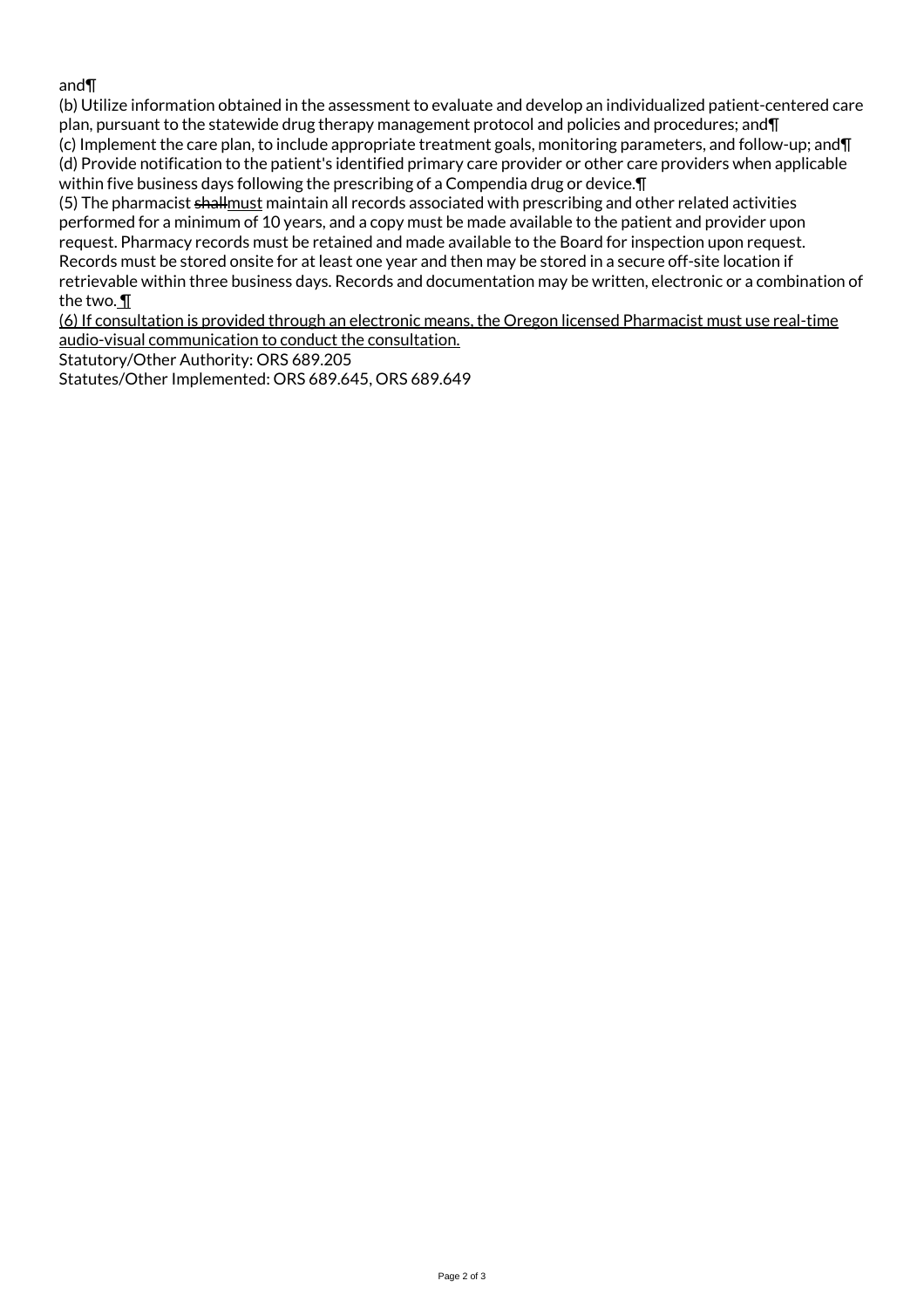and¶
(b) Utilize information obtained in the assessment to evaluate and develop an individualized patient-centered care plan, pursuant to the statewide drug therapy management protocol and policies and procedures; and¶
(c) Implement the care plan, to include appropriate treatment goals, monitoring parameters, and follow-up; and¶
(d) Provide notification to the patient's identified primary care provider or other care providers when applicable within five business days following the prescribing of a Compendia drug or device.¶
(5) The pharmacist ~~shall~~must maintain all records associated with prescribing and other related activities performed for a minimum of 10 years, and a copy must be made available to the patient and provider upon request. Pharmacy records must be retained and made available to the Board for inspection upon request. Records must be stored onsite for at least one year and then may be stored in a secure off-site location if retrievable within three business days. Records and documentation may be written, electronic or a combination of the two. ¶
(6) If consultation is provided through an electronic means, the Oregon licensed Pharmacist must use real-time audio-visual communication to conduct the consultation.
Statutory/Other Authority: ORS 689.205
Statutes/Other Implemented: ORS 689.645, ORS 689.649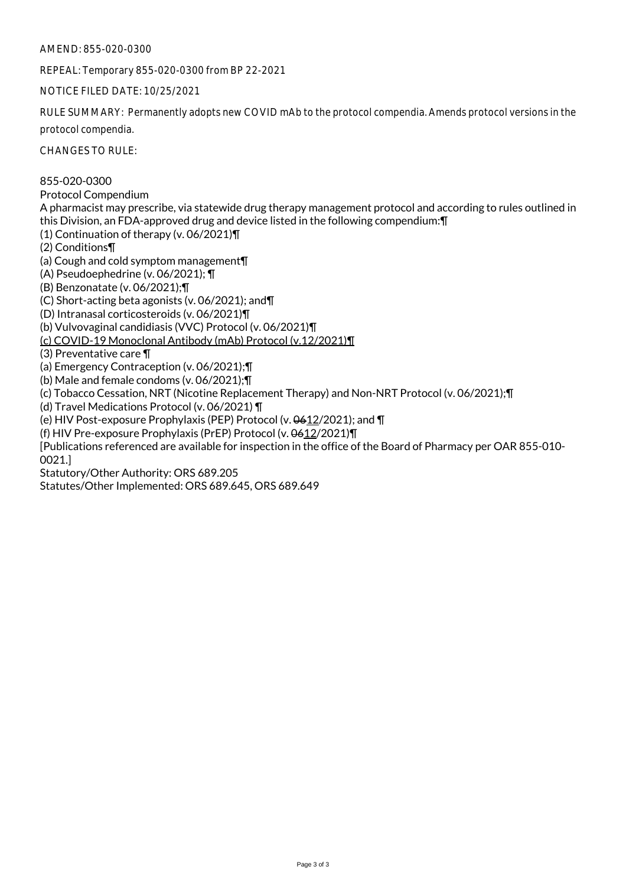AMEND: 855-020-0300

REPEAL: Temporary 855-020-0300 from BP 22-2021

NOTICE FILED DATE: 10/25/2021

RULE SUMMARY: Permanently adopts new COVID mAb to the protocol compendia. Amends protocol versions in the protocol compendia.

CHANGES TO RULE:

855-020-0300
Protocol Compendium
A pharmacist may prescribe, via statewide drug therapy management protocol and according to rules outlined in this Division, an FDA-approved drug and device listed in the following compendium:¶
(1) Continuation of therapy (v. 06/2021)¶
(2) Conditions¶
(a) Cough and cold symptom management¶
(A) Pseudoephedrine (v. 06/2021); ¶
(B) Benzonatate (v. 06/2021);¶
(C) Short-acting beta agonists (v. 06/2021); and¶
(D) Intranasal corticosteroids (v. 06/2021)¶
(b) Vulvovaginal candidiasis (VVC) Protocol (v. 06/2021)¶
<u>(c) COVID-19 Monoclonal Antibody (mAb) Protocol (v.12/2021)¶</u>
(3) Preventative care ¶
(a) Emergency Contraception (v. 06/2021);¶
(b) Male and female condoms (v. 06/2021);¶
(c) Tobacco Cessation, NRT (Nicotine Replacement Therapy) and Non-NRT Protocol (v. 06/2021);¶
(d) Travel Medications Protocol (v. 06/2021) ¶
(e) HIV Post-exposure Prophylaxis (PEP) Protocol (v. ~~06~~<u>12</u>/2021); and ¶
(f) HIV Pre-exposure Prophylaxis (PrEP) Protocol (v. ~~06~~<u>12</u>/2021)¶
[Publications referenced are available for inspection in the office of the Board of Pharmacy per OAR 855-010-0021.]
Statutory/Other Authority: ORS 689.205
Statutes/Other Implemented: ORS 689.645, ORS 689.649